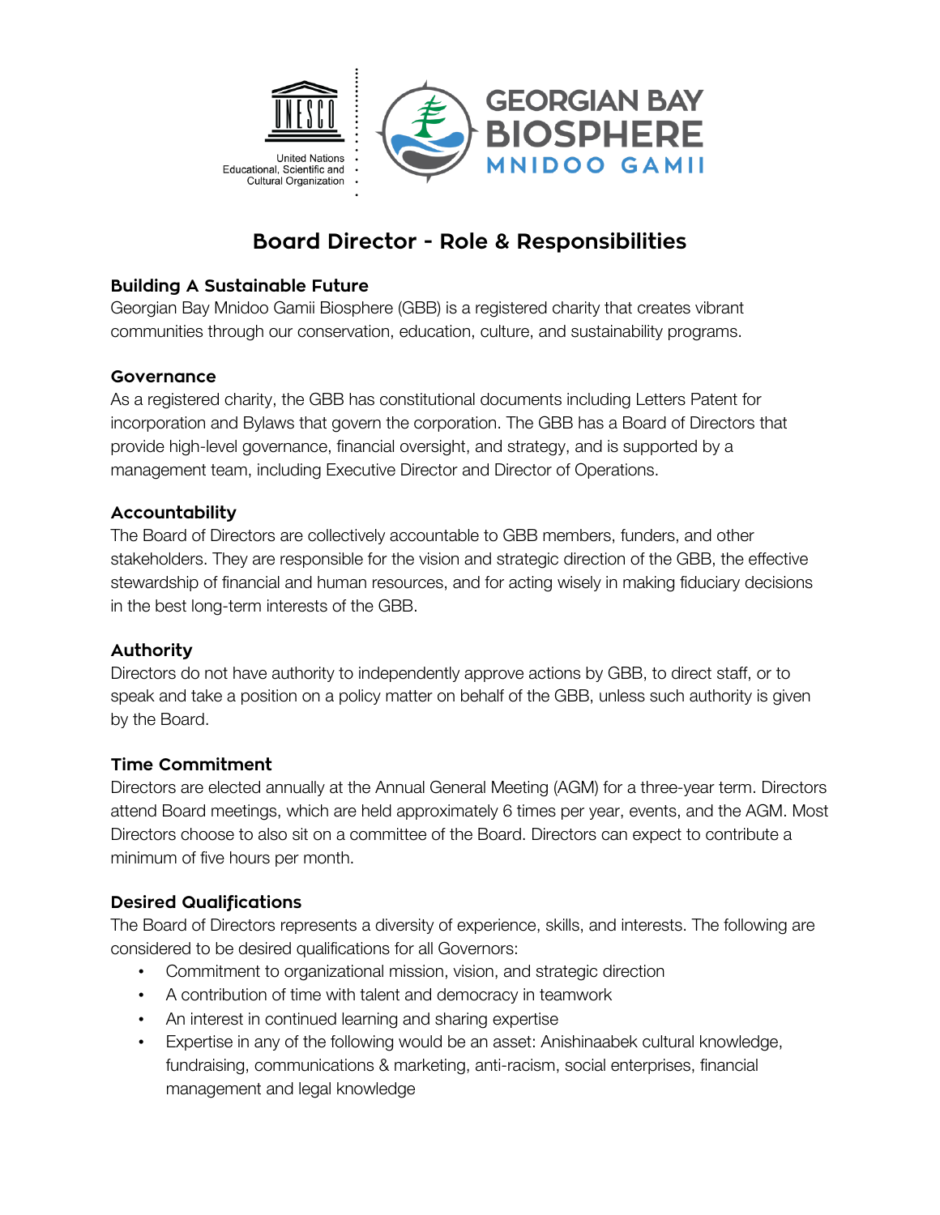# Board Director - Role & Responsibilities

## Building A Sustainable Future

Georgian Bay Mnidoo Gamii Biosphere (GBB) is a registered charity that creates vibrant communities through our conservation, education, culture, and sustainability programs.

## Governance

As a registered charity, the GBB has constitutional documents including Letters Patent for incorporation and Bylaws that govern the corporation. The GBB has a Board of Directors that provide high-level governance, financial oversight, and strategy, and is supported by a management team, including Executive Director and Director of Operations.

## Accountability

The Board of Directors are collectively accountable to GBB members, funders, and other stakeholders. They are responsible for the vision and strategic direction of the GBB, the effective stewardship of financial and human resources, and for acting wisely in making fiduciary decisions in the best long-term interests of the GBB.

## Authority

Directors do not have authority to independently approve actions by GBB, to direct staff, or to speak and take a position on a policy matter on behalf of the GBB, unless such authority is given by the Board.

## Time Commitment

Directors are elected annually at the Annual General Meeting (AGM) for a three-year term. Directors attend Board meetings, which are held approximately 6 times per year, events, and the AGM. Most Directors choose to also sit on a committee of the Board. Directors can expect to contribute a minimum of five hours per month.

## Desired Qualifications

The Board of Directors represents a diversity of experience, skills, and interests. The following are considered to be desired qualifications for all Governors:

- Commitment to organizational mission, vision, and strategic direction
- A contribution of time with talent and democracy in teamwork
- An interest in continued learning and sharing expertise
- Expertise in any of the following would be an asset: Anishinaabek cultural knowledge, fundraising, communications & marketing, anti-racism, social enterprises, financial management and legal knowledge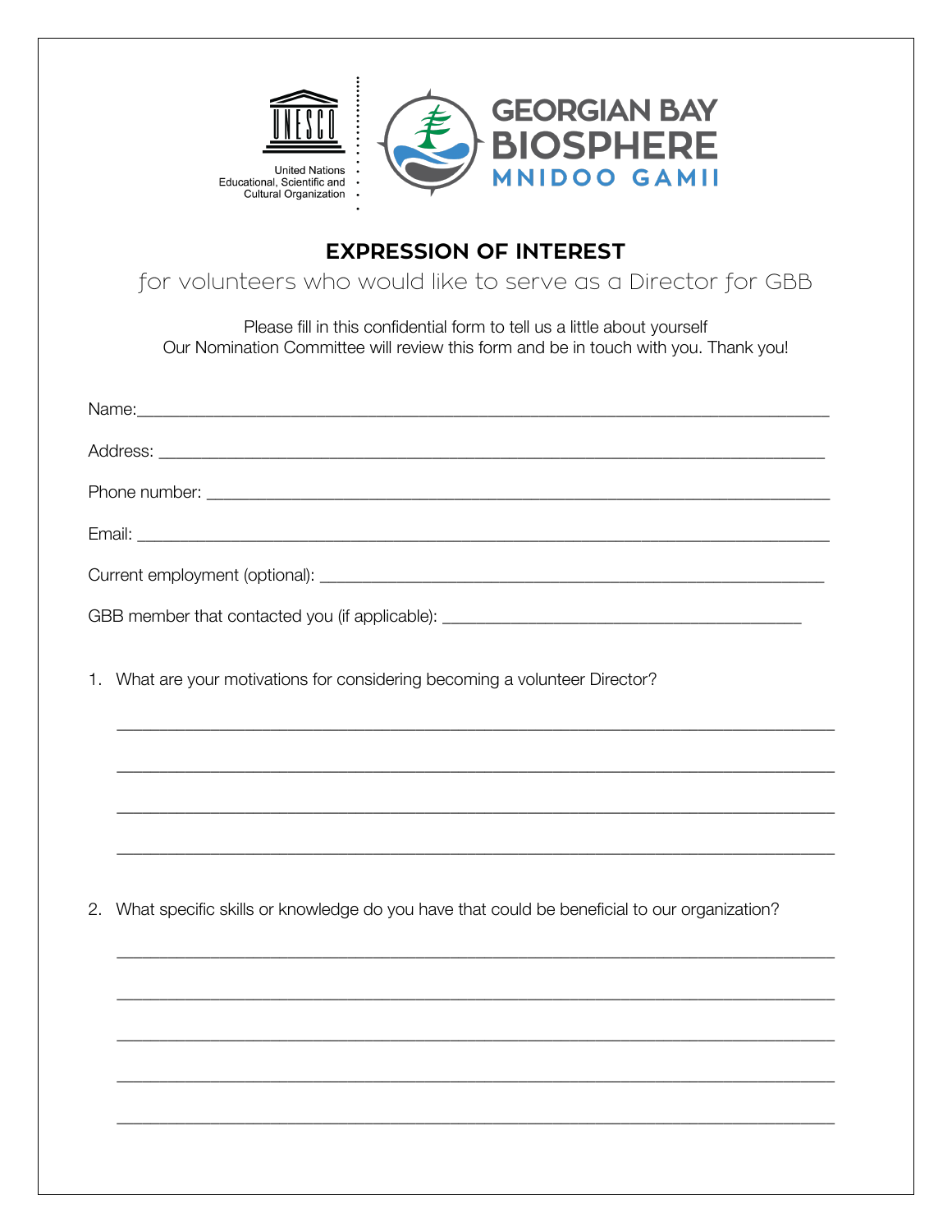United Nations
Educational, Scientific and
Cultural Organization

GEORGIAN BAY
BIOSPHERE
MNIDOO GAMII

## EXPRESSION OF INTEREST

for volunteers who would like to serve as a Director for GBB

Please fill in this confidential form to tell us a little about yourself
Our Nomination Committee will review this form and be in touch with you. Thank you!

Name:\_\_\_\_\_\_\_\_\_\_\_\_\_\_\_\_\_\_\_\_\_\_\_\_\_\_\_\_\_\_\_\_\_\_\_\_\_\_\_\_\_\_\_\_\_\_\_\_\_\_\_\_\_\_\_\_\_\_\_\_

Address: \_\_\_\_\_\_\_\_\_\_\_\_\_\_\_\_\_\_\_\_\_\_\_\_\_\_\_\_\_\_\_\_\_\_\_\_\_\_\_\_\_\_\_\_\_\_\_\_\_\_\_\_\_\_\_\_\_\_

Phone number: \_\_\_\_\_\_\_\_\_\_\_\_\_\_\_\_\_\_\_\_\_\_\_\_\_\_\_\_\_\_\_\_\_\_\_\_\_\_\_\_\_\_\_\_\_\_\_\_\_\_\_\_\_\_

Email: \_\_\_\_\_\_\_\_\_\_\_\_\_\_\_\_\_\_\_\_\_\_\_\_\_\_\_\_\_\_\_\_\_\_\_\_\_\_\_\_\_\_\_\_\_\_\_\_\_\_\_\_\_\_\_\_\_\_\_

Current employment (optional): \_\_\_\_\_\_\_\_\_\_\_\_\_\_\_\_\_\_\_\_\_\_\_\_\_\_\_\_\_\_\_\_\_\_\_\_\_\_\_\_\_\_\_

GBB member that contacted you (if applicable): \_\_\_\_\_\_\_\_\_\_\_\_\_\_\_\_\_\_\_\_\_\_\_\_\_\_\_\_\_\_

1. What are your motivations for considering becoming a volunteer Director?

\_\_\_\_\_\_\_\_\_\_\_\_\_\_\_\_\_\_\_\_\_\_\_\_\_\_\_\_\_\_\_\_\_\_\_\_\_\_\_\_\_\_\_\_\_\_\_\_\_\_\_\_\_\_\_\_\_\_\_\_\_\_\_\_

\_\_\_\_\_\_\_\_\_\_\_\_\_\_\_\_\_\_\_\_\_\_\_\_\_\_\_\_\_\_\_\_\_\_\_\_\_\_\_\_\_\_\_\_\_\_\_\_\_\_\_\_\_\_\_\_\_\_\_\_\_\_\_\_

\_\_\_\_\_\_\_\_\_\_\_\_\_\_\_\_\_\_\_\_\_\_\_\_\_\_\_\_\_\_\_\_\_\_\_\_\_\_\_\_\_\_\_\_\_\_\_\_\_\_\_\_\_\_\_\_\_\_\_\_\_\_\_\_

\_\_\_\_\_\_\_\_\_\_\_\_\_\_\_\_\_\_\_\_\_\_\_\_\_\_\_\_\_\_\_\_\_\_\_\_\_\_\_\_\_\_\_\_\_\_\_\_\_\_\_\_\_\_\_\_\_\_\_\_\_\_\_\_

2. What specific skills or knowledge do you have that could be beneficial to our organization?

\_\_\_\_\_\_\_\_\_\_\_\_\_\_\_\_\_\_\_\_\_\_\_\_\_\_\_\_\_\_\_\_\_\_\_\_\_\_\_\_\_\_\_\_\_\_\_\_\_\_\_\_\_\_\_\_\_\_\_\_\_\_\_\_

\_\_\_\_\_\_\_\_\_\_\_\_\_\_\_\_\_\_\_\_\_\_\_\_\_\_\_\_\_\_\_\_\_\_\_\_\_\_\_\_\_\_\_\_\_\_\_\_\_\_\_\_\_\_\_\_\_\_\_\_\_\_\_\_

\_\_\_\_\_\_\_\_\_\_\_\_\_\_\_\_\_\_\_\_\_\_\_\_\_\_\_\_\_\_\_\_\_\_\_\_\_\_\_\_\_\_\_\_\_\_\_\_\_\_\_\_\_\_\_\_\_\_\_\_\_\_\_\_

\_\_\_\_\_\_\_\_\_\_\_\_\_\_\_\_\_\_\_\_\_\_\_\_\_\_\_\_\_\_\_\_\_\_\_\_\_\_\_\_\_\_\_\_\_\_\_\_\_\_\_\_\_\_\_\_\_\_\_\_\_\_\_\_

\_\_\_\_\_\_\_\_\_\_\_\_\_\_\_\_\_\_\_\_\_\_\_\_\_\_\_\_\_\_\_\_\_\_\_\_\_\_\_\_\_\_\_\_\_\_\_\_\_\_\_\_\_\_\_\_\_\_\_\_\_\_\_\_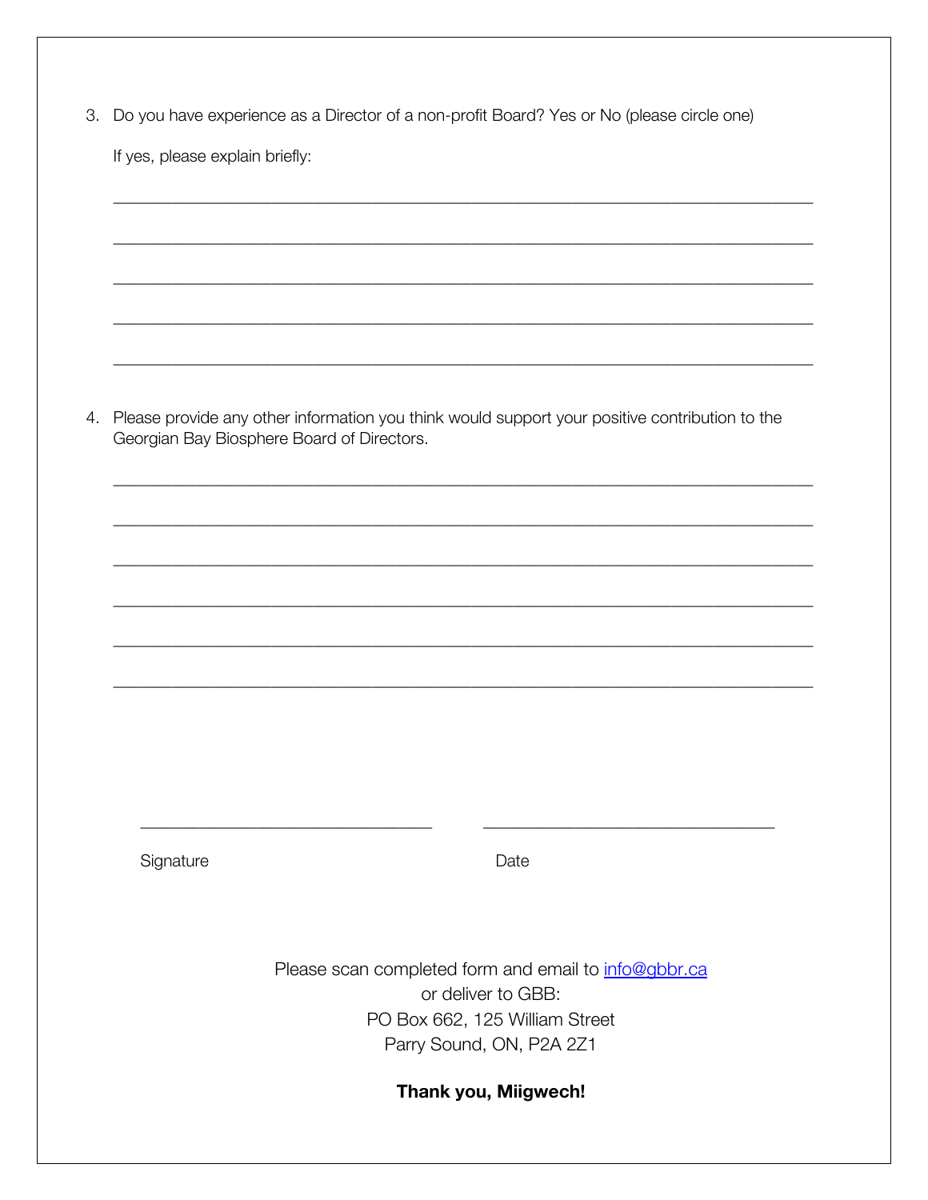3. Do you have experience as a Director of a non-profit Board? Yes or No (please circle one)

   If yes, please explain briefly:

   ______________________________________________________________________________

   ______________________________________________________________________________

   ______________________________________________________________________________

   ______________________________________________________________________________

   ______________________________________________________________________________

4. Please provide any other information you think would support your positive contribution to the Georgian Bay Biosphere Board of Directors.

   ______________________________________________________________________________

   ______________________________________________________________________________

   ______________________________________________________________________________

   ______________________________________________________________________________

   ______________________________________________________________________________

   ______________________________________________________________________________

_________________________________ _________________________________

Signature Date

Please scan completed form and email to [info@gbbr.ca](mailto:info@gbbr.ca)
or deliver to GBB:
PO Box 662, 125 William Street
Parry Sound, ON, P2A 2Z1

**Thank you, Miigwech!**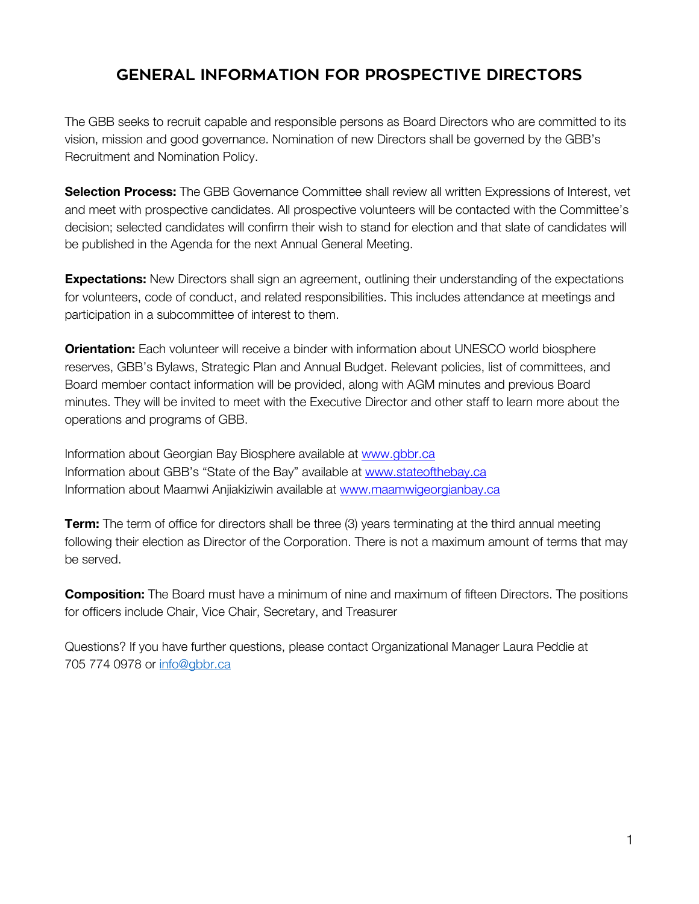# GENERAL INFORMATION FOR PROSPECTIVE DIRECTORS

The GBB seeks to recruit capable and responsible persons as Board Directors who are committed to its vision, mission and good governance. Nomination of new Directors shall be governed by the GBB's Recruitment and Nomination Policy.

**Selection Process:** The GBB Governance Committee shall review all written Expressions of Interest, vet and meet with prospective candidates. All prospective volunteers will be contacted with the Committee's decision; selected candidates will confirm their wish to stand for election and that slate of candidates will be published in the Agenda for the next Annual General Meeting.

**Expectations:** New Directors shall sign an agreement, outlining their understanding of the expectations for volunteers, code of conduct, and related responsibilities. This includes attendance at meetings and participation in a subcommittee of interest to them.

**Orientation:** Each volunteer will receive a binder with information about UNESCO world biosphere reserves, GBB's Bylaws, Strategic Plan and Annual Budget. Relevant policies, list of committees, and Board member contact information will be provided, along with AGM minutes and previous Board minutes. They will be invited to meet with the Executive Director and other staff to learn more about the operations and programs of GBB.

Information about Georgian Bay Biosphere available at [www.gbbr.ca](http://www.gbbr.ca)
Information about GBB's "State of the Bay" available at [www.stateofthebay.ca](http://www.stateofthebay.ca)
Information about Maamwi Anjiakiziwin available at [www.maamwigeorgianbay.ca](http://www.maamwigeorgianbay.ca)

**Term:** The term of office for directors shall be three (3) years terminating at the third annual meeting following their election as Director of the Corporation. There is not a maximum amount of terms that may be served.

**Composition:** The Board must have a minimum of nine and maximum of fifteen Directors. The positions for officers include Chair, Vice Chair, Secretary, and Treasurer

Questions? If you have further questions, please contact Organizational Manager Laura Peddie at 705 774 0978 or [info@gbbr.ca](mailto:info@gbbr.ca)